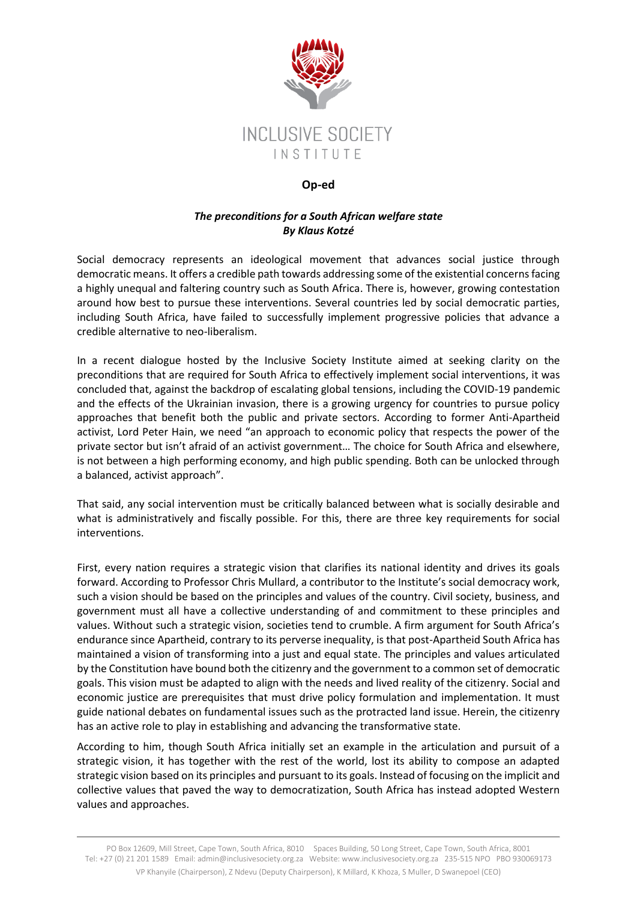INCLUSIVE SOCIETY INSTITUTE

**Op-ed**

***The preconditions for a South African welfare state***
***By Klaus Kotzé***

Social democracy represents an ideological movement that advances social justice through democratic means. It offers a credible path towards addressing some of the existential concerns facing a highly unequal and faltering country such as South Africa. There is, however, growing contestation around how best to pursue these interventions. Several countries led by social democratic parties, including South Africa, have failed to successfully implement progressive policies that advance a credible alternative to neo-liberalism.

In a recent dialogue hosted by the Inclusive Society Institute aimed at seeking clarity on the preconditions that are required for South Africa to effectively implement social interventions, it was concluded that, against the backdrop of escalating global tensions, including the COVID-19 pandemic and the effects of the Ukrainian invasion, there is a growing urgency for countries to pursue policy approaches that benefit both the public and private sectors. According to former Anti-Apartheid activist, Lord Peter Hain, we need "an approach to economic policy that respects the power of the private sector but isn't afraid of an activist government… The choice for South Africa and elsewhere, is not between a high performing economy, and high public spending. Both can be unlocked through a balanced, activist approach".

That said, any social intervention must be critically balanced between what is socially desirable and what is administratively and fiscally possible. For this, there are three key requirements for social interventions.

First, every nation requires a strategic vision that clarifies its national identity and drives its goals forward. According to Professor Chris Mullard, a contributor to the Institute's social democracy work, such a vision should be based on the principles and values of the country. Civil society, business, and government must all have a collective understanding of and commitment to these principles and values. Without such a strategic vision, societies tend to crumble. A firm argument for South Africa's endurance since Apartheid, contrary to its perverse inequality, is that post-Apartheid South Africa has maintained a vision of transforming into a just and equal state. The principles and values articulated by the Constitution have bound both the citizenry and the government to a common set of democratic goals. This vision must be adapted to align with the needs and lived reality of the citizenry. Social and economic justice are prerequisites that must drive policy formulation and implementation. It must guide national debates on fundamental issues such as the protracted land issue. Herein, the citizenry has an active role to play in establishing and advancing the transformative state.

According to him, though South Africa initially set an example in the articulation and pursuit of a strategic vision, it has together with the rest of the world, lost its ability to compose an adapted strategic vision based on its principles and pursuant to its goals. Instead of focusing on the implicit and collective values that paved the way to democratization, South Africa has instead adopted Western values and approaches.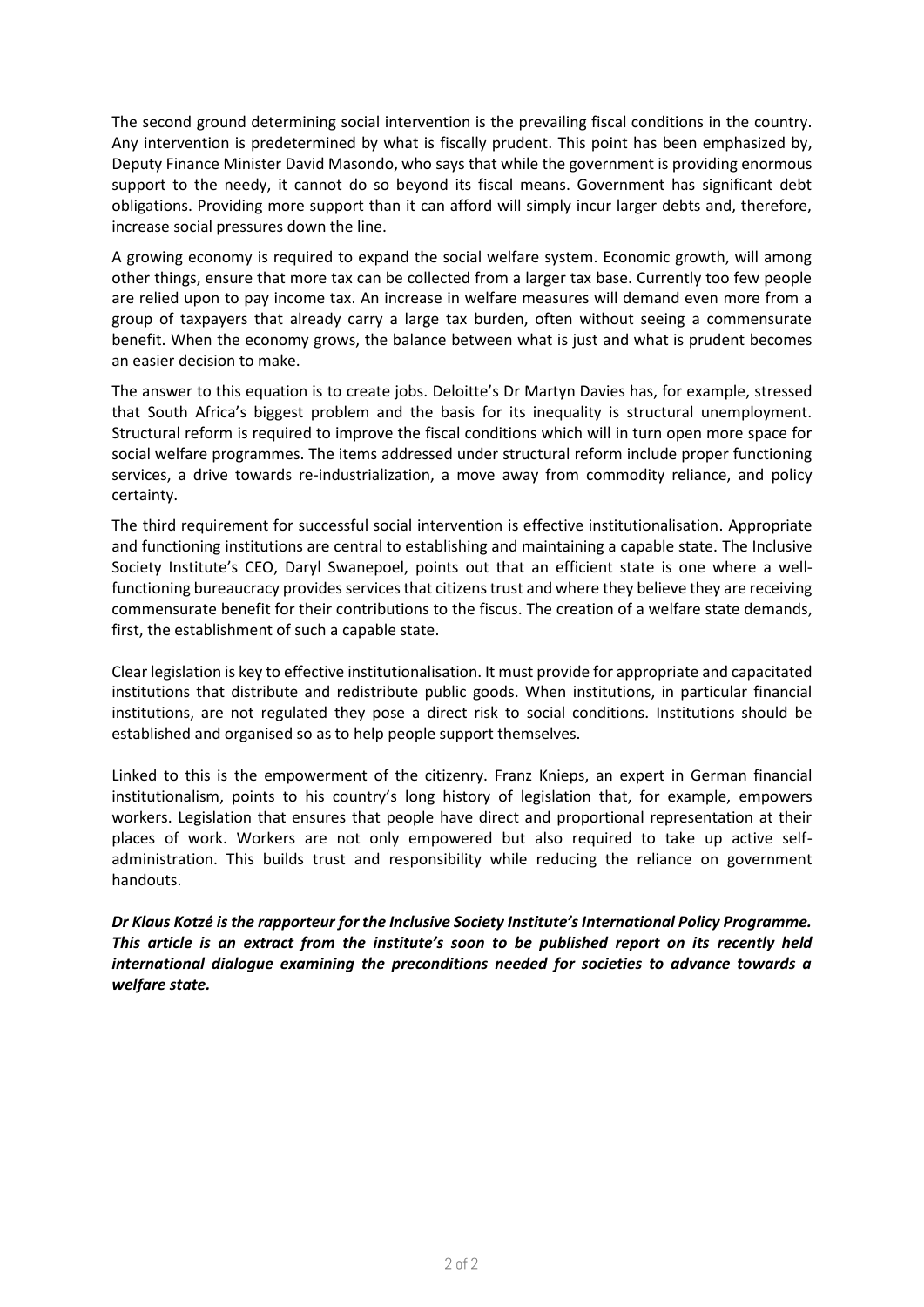The second ground determining social intervention is the prevailing fiscal conditions in the country. Any intervention is predetermined by what is fiscally prudent. This point has been emphasized by, Deputy Finance Minister David Masondo, who says that while the government is providing enormous support to the needy, it cannot do so beyond its fiscal means. Government has significant debt obligations. Providing more support than it can afford will simply incur larger debts and, therefore, increase social pressures down the line.

A growing economy is required to expand the social welfare system. Economic growth, will among other things, ensure that more tax can be collected from a larger tax base. Currently too few people are relied upon to pay income tax. An increase in welfare measures will demand even more from a group of taxpayers that already carry a large tax burden, often without seeing a commensurate benefit. When the economy grows, the balance between what is just and what is prudent becomes an easier decision to make.

The answer to this equation is to create jobs. Deloitte's Dr Martyn Davies has, for example, stressed that South Africa's biggest problem and the basis for its inequality is structural unemployment. Structural reform is required to improve the fiscal conditions which will in turn open more space for social welfare programmes. The items addressed under structural reform include proper functioning services, a drive towards re-industrialization, a move away from commodity reliance, and policy certainty.

The third requirement for successful social intervention is effective institutionalisation. Appropriate and functioning institutions are central to establishing and maintaining a capable state. The Inclusive Society Institute's CEO, Daryl Swanepoel, points out that an efficient state is one where a well-functioning bureaucracy provides services that citizens trust and where they believe they are receiving commensurate benefit for their contributions to the fiscus. The creation of a welfare state demands, first, the establishment of such a capable state.

Clear legislation is key to effective institutionalisation. It must provide for appropriate and capacitated institutions that distribute and redistribute public goods. When institutions, in particular financial institutions, are not regulated they pose a direct risk to social conditions. Institutions should be established and organised so as to help people support themselves.

Linked to this is the empowerment of the citizenry. Franz Knieps, an expert in German financial institutionalism, points to his country's long history of legislation that, for example, empowers workers. Legislation that ensures that people have direct and proportional representation at their places of work. Workers are not only empowered but also required to take up active self-administration. This builds trust and responsibility while reducing the reliance on government handouts.

***Dr Klaus Kotzé is the rapporteur for the Inclusive Society Institute's International Policy Programme. This article is an extract from the institute's soon to be published report on its recently held international dialogue examining the preconditions needed for societies to advance towards a welfare state.***